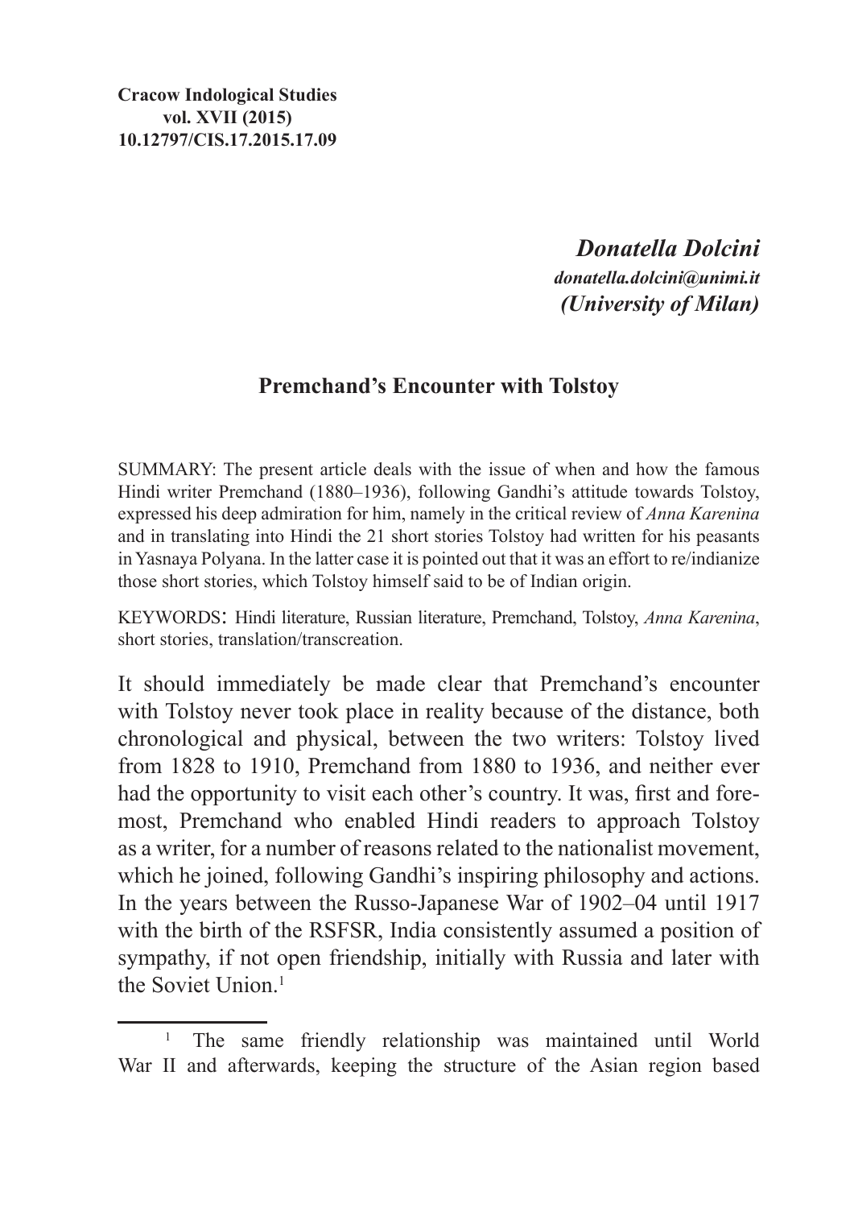**Cracow Indological Studies**
**vol. XVII (2015)**
**10.12797/CIS.17.2015.17.09**

***Donatella Dolcini***
***donatella.dolcini@unimi.it***
***(University of Milan)***

## Premchand's Encounter with Tolstoy

SUMMARY: The present article deals with the issue of when and how the famous Hindi writer Premchand (1880–1936), following Gandhi's attitude towards Tolstoy, expressed his deep admiration for him, namely in the critical review of *Anna Karenina* and in translating into Hindi the 21 short stories Tolstoy had written for his peasants in Yasnaya Polyana. In the latter case it is pointed out that it was an effort to re/indianize those short stories, which Tolstoy himself said to be of Indian origin.

KEYWORDS: Hindi literature, Russian literature, Premchand, Tolstoy, *Anna Karenina*, short stories, translation/transcreation.

It should immediately be made clear that Premchand's encounter with Tolstoy never took place in reality because of the distance, both chronological and physical, between the two writers: Tolstoy lived from 1828 to 1910, Premchand from 1880 to 1936, and neither ever had the opportunity to visit each other's country. It was, first and foremost, Premchand who enabled Hindi readers to approach Tolstoy as a writer, for a number of reasons related to the nationalist movement, which he joined, following Gandhi's inspiring philosophy and actions. In the years between the Russo-Japanese War of 1902–04 until 1917 with the birth of the RSFSR, India consistently assumed a position of sympathy, if not open friendship, initially with Russia and later with the Soviet Union.[1]

[1] The same friendly relationship was maintained until World War II and afterwards, keeping the structure of the Asian region based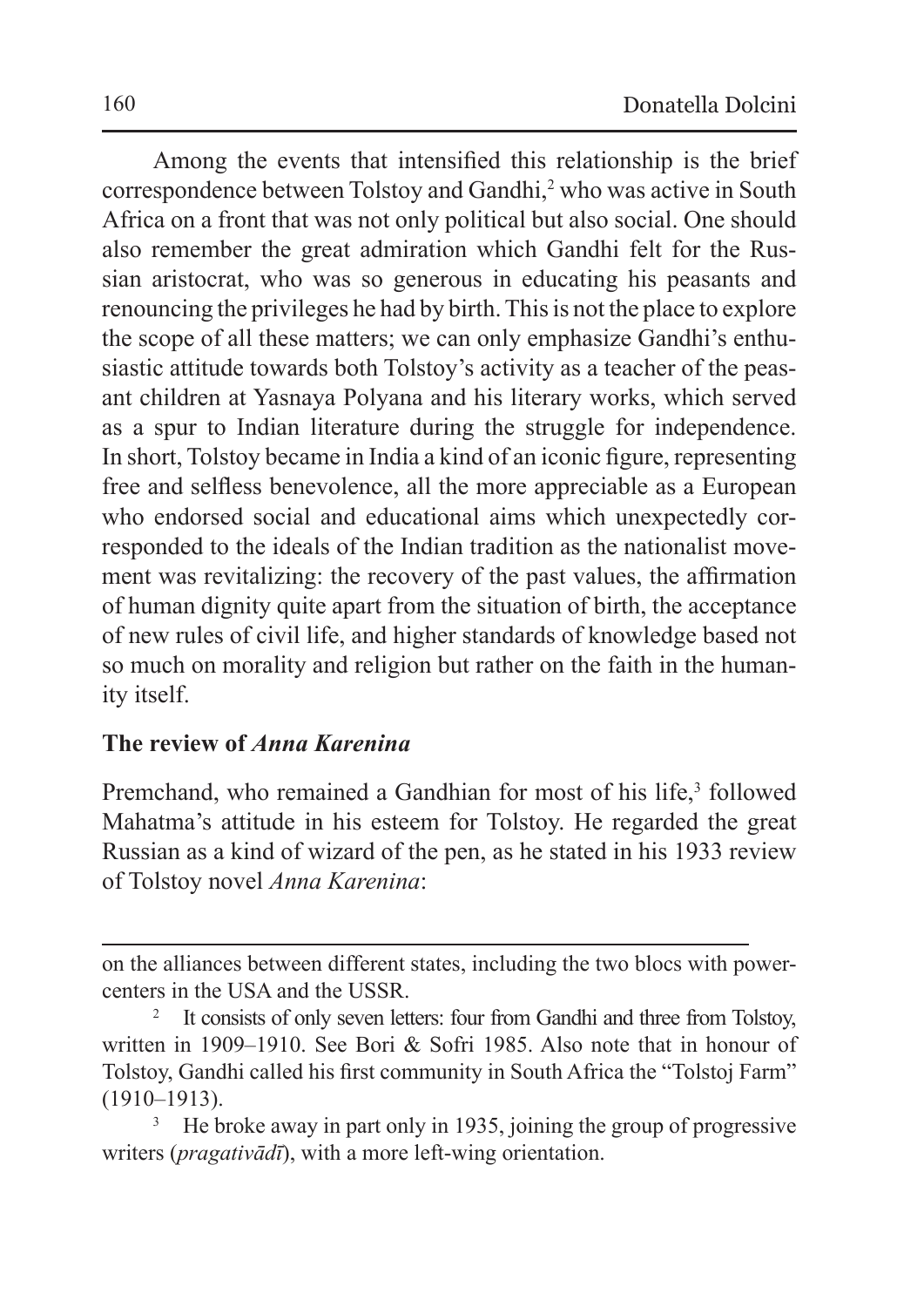Among the events that intensified this relationship is the brief correspondence between Tolstoy and Gandhi,[2] who was active in South Africa on a front that was not only political but also social. One should also remember the great admiration which Gandhi felt for the Russian aristocrat, who was so generous in educating his peasants and renouncing the privileges he had by birth. This is not the place to explore the scope of all these matters; we can only emphasize Gandhi's enthusiastic attitude towards both Tolstoy's activity as a teacher of the peasant children at Yasnaya Polyana and his literary works, which served as a spur to Indian literature during the struggle for independence. In short, Tolstoy became in India a kind of an iconic figure, representing free and selfless benevolence, all the more appreciable as a European who endorsed social and educational aims which unexpectedly corresponded to the ideals of the Indian tradition as the nationalist movement was revitalizing: the recovery of the past values, the affirmation of human dignity quite apart from the situation of birth, the acceptance of new rules of civil life, and higher standards of knowledge based not so much on morality and religion but rather on the faith in the humanity itself.

## The review of *Anna Karenina*

Premchand, who remained a Gandhian for most of his life,[3] followed Mahatma's attitude in his esteem for Tolstoy. He regarded the great Russian as a kind of wizard of the pen, as he stated in his 1933 review of Tolstoy novel *Anna Karenina*:

---

on the alliances between different states, including the two blocs with power-centers in the USA and the USSR.

[2] It consists of only seven letters: four from Gandhi and three from Tolstoy, written in 1909–1910. See Bori & Sofri 1985. Also note that in honour of Tolstoy, Gandhi called his first community in South Africa the "Tolstoj Farm" (1910–1913).

[3] He broke away in part only in 1935, joining the group of progressive writers (*pragativādī*), with a more left-wing orientation.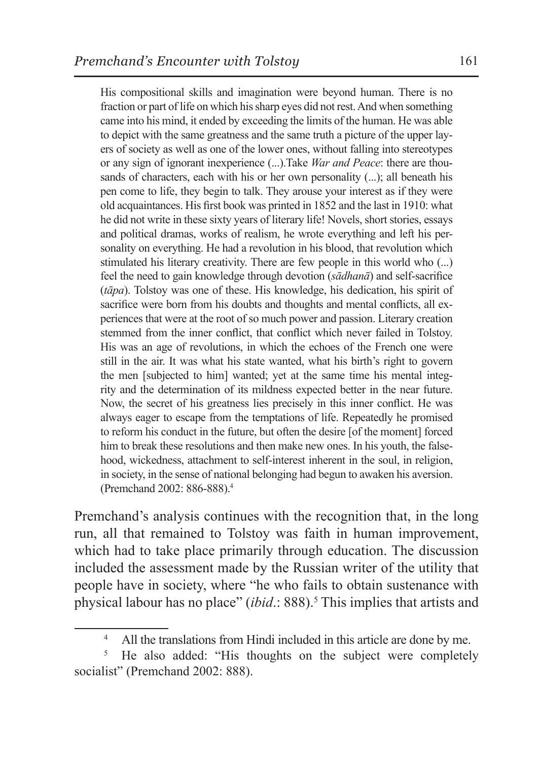> His compositional skills and imagination were beyond human. There is no fraction or part of life on which his sharp eyes did not rest. And when something came into his mind, it ended by exceeding the limits of the human. He was able to depict with the same greatness and the same truth a picture of the upper layers of society as well as one of the lower ones, without falling into stereotypes or any sign of ignorant inexperience (...).Take *War and Peace*: there are thousands of characters, each with his or her own personality (...); all beneath his pen come to life, they begin to talk. They arouse your interest as if they were old acquaintances. His first book was printed in 1852 and the last in 1910: what he did not write in these sixty years of literary life! Novels, short stories, essays and political dramas, works of realism, he wrote everything and left his personality on everything. He had a revolution in his blood, that revolution which stimulated his literary creativity. There are few people in this world who (...) feel the need to gain knowledge through devotion (*sādhanā*) and self-sacrifice (*tāpa*). Tolstoy was one of these. His knowledge, his dedication, his spirit of sacrifice were born from his doubts and thoughts and mental conflicts, all experiences that were at the root of so much power and passion. Literary creation stemmed from the inner conflict, that conflict which never failed in Tolstoy. His was an age of revolutions, in which the echoes of the French one were still in the air. It was what his state wanted, what his birth's right to govern the men [subjected to him] wanted; yet at the same time his mental integrity and the determination of its mildness expected better in the near future. Now, the secret of his greatness lies precisely in this inner conflict. He was always eager to escape from the temptations of life. Repeatedly he promised to reform his conduct in the future, but often the desire [of the moment] forced him to break these resolutions and then make new ones. In his youth, the falsehood, wickedness, attachment to self-interest inherent in the soul, in religion, in society, in the sense of national belonging had begun to awaken his aversion. (Premchand 2002: 886-888).[4]

Premchand's analysis continues with the recognition that, in the long run, all that remained to Tolstoy was faith in human improvement, which had to take place primarily through education. The discussion included the assessment made by the Russian writer of the utility that people have in society, where "he who fails to obtain sustenance with physical labour has no place" (*ibid*.: 888).[5] This implies that artists and

[4] All the translations from Hindi included in this article are done by me.

[5] He also added: "His thoughts on the subject were completely socialist" (Premchand 2002: 888).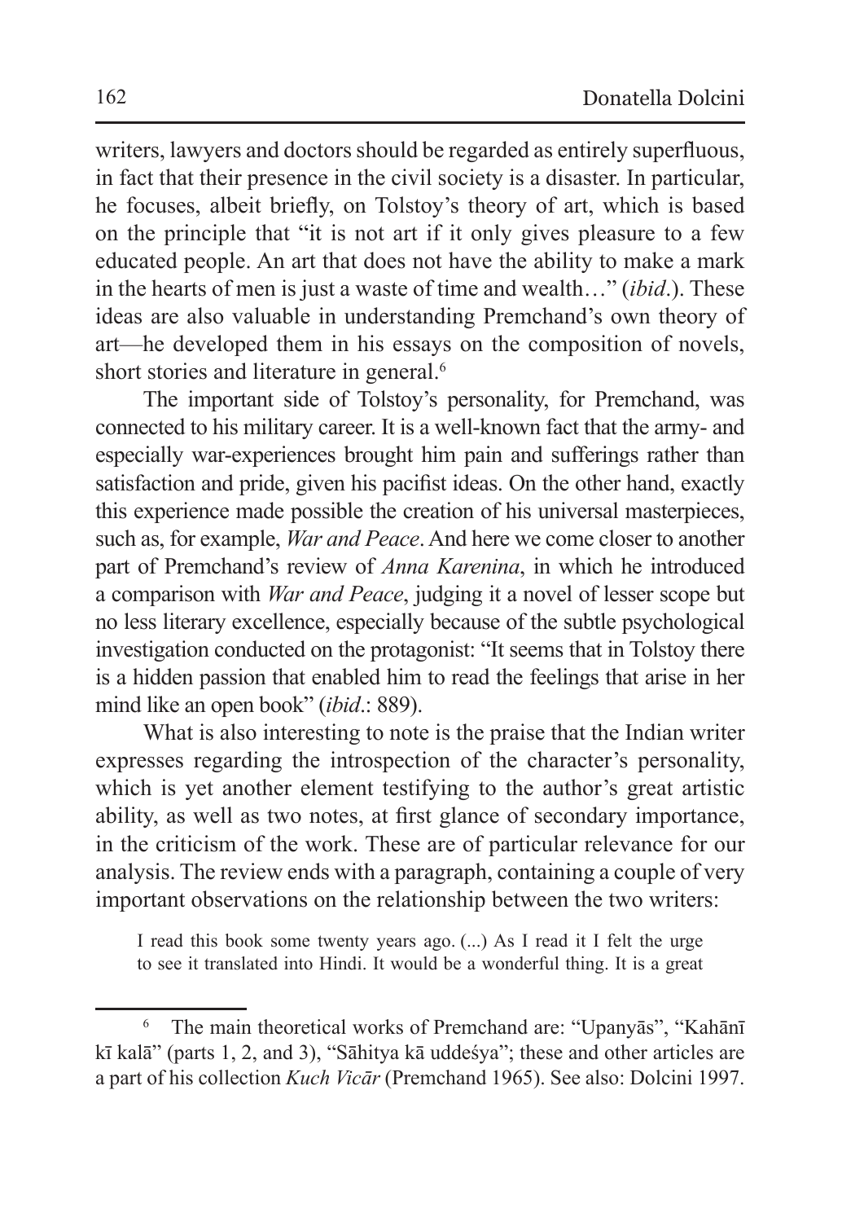writers, lawyers and doctors should be regarded as entirely superfluous, in fact that their presence in the civil society is a disaster. In particular, he focuses, albeit briefly, on Tolstoy's theory of art, which is based on the principle that "it is not art if it only gives pleasure to a few educated people. An art that does not have the ability to make a mark in the hearts of men is just a waste of time and wealth…" (*ibid*.). These ideas are also valuable in understanding Premchand's own theory of art—he developed them in his essays on the composition of novels, short stories and literature in general.[6]

The important side of Tolstoy's personality, for Premchand, was connected to his military career. It is a well-known fact that the army- and especially war-experiences brought him pain and sufferings rather than satisfaction and pride, given his pacifist ideas. On the other hand, exactly this experience made possible the creation of his universal masterpieces, such as, for example, *War and Peace*. And here we come closer to another part of Premchand's review of *Anna Karenina*, in which he introduced a comparison with *War and Peace*, judging it a novel of lesser scope but no less literary excellence, especially because of the subtle psychological investigation conducted on the protagonist: "It seems that in Tolstoy there is a hidden passion that enabled him to read the feelings that arise in her mind like an open book" (*ibid*.: 889).

What is also interesting to note is the praise that the Indian writer expresses regarding the introspection of the character's personality, which is yet another element testifying to the author's great artistic ability, as well as two notes, at first glance of secondary importance, in the criticism of the work. These are of particular relevance for our analysis. The review ends with a paragraph, containing a couple of very important observations on the relationship between the two writers:

> I read this book some twenty years ago. (...) As I read it I felt the urge to see it translated into Hindi. It would be a wonderful thing. It is a great

---

[6] The main theoretical works of Premchand are: "Upanyās", "Kahānī kī kalā" (parts 1, 2, and 3), "Sāhitya kā uddeśya"; these and other articles are a part of his collection *Kuch Vicār* (Premchand 1965). See also: Dolcini 1997.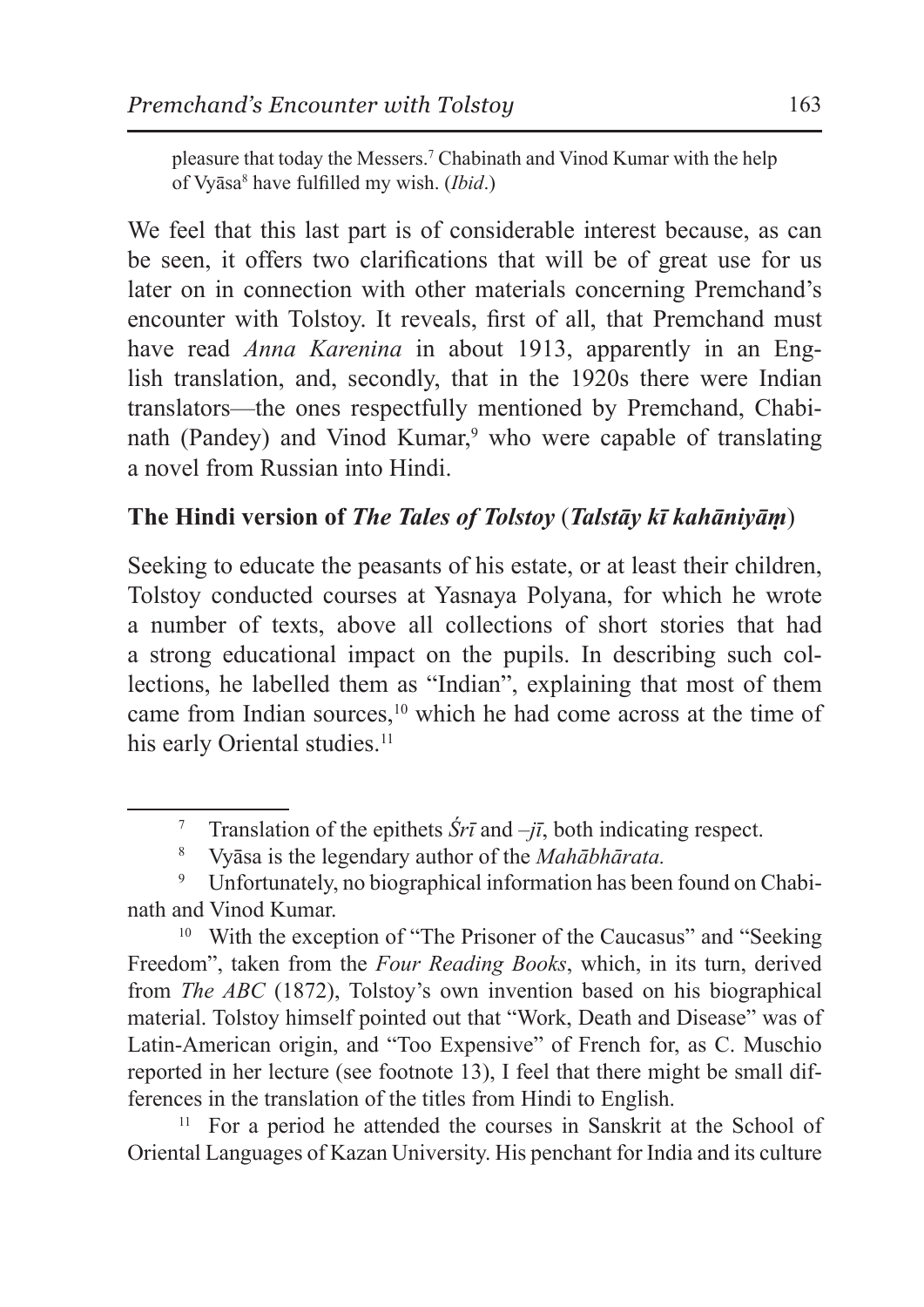pleasure that today the Messers.[7] Chabinath and Vinod Kumar with the help of Vyāsa[8] have fulfilled my wish. (*Ibid*.)

We feel that this last part is of considerable interest because, as can be seen, it offers two clarifications that will be of great use for us later on in connection with other materials concerning Premchand's encounter with Tolstoy. It reveals, first of all, that Premchand must have read *Anna Karenina* in about 1913, apparently in an English translation, and, secondly, that in the 1920s there were Indian translators—the ones respectfully mentioned by Premchand, Chabinath (Pandey) and Vinod Kumar,[9] who were capable of translating a novel from Russian into Hindi.

## The Hindi version of *The Tales of Tolstoy* (*Talstāy kī kahāniyāṃ*)

Seeking to educate the peasants of his estate, or at least their children, Tolstoy conducted courses at Yasnaya Polyana, for which he wrote a number of texts, above all collections of short stories that had a strong educational impact on the pupils. In describing such collections, he labelled them as "Indian", explaining that most of them came from Indian sources,[10] which he had come across at the time of his early Oriental studies.[11]

---

[7] Translation of the epithets *Śrī* and *–jī*, both indicating respect.

[8] Vyāsa is the legendary author of the *Mahābhārata.*

[9] Unfortunately, no biographical information has been found on Chabinath and Vinod Kumar.

[10] With the exception of "The Prisoner of the Caucasus" and "Seeking Freedom", taken from the *Four Reading Books*, which, in its turn, derived from *The ABC* (1872), Tolstoy's own invention based on his biographical material. Tolstoy himself pointed out that "Work, Death and Disease" was of Latin-American origin, and "Too Expensive" of French for, as C. Muschio reported in her lecture (see footnote 13), I feel that there might be small differences in the translation of the titles from Hindi to English.

[11] For a period he attended the courses in Sanskrit at the School of Oriental Languages of Kazan University. His penchant for India and its culture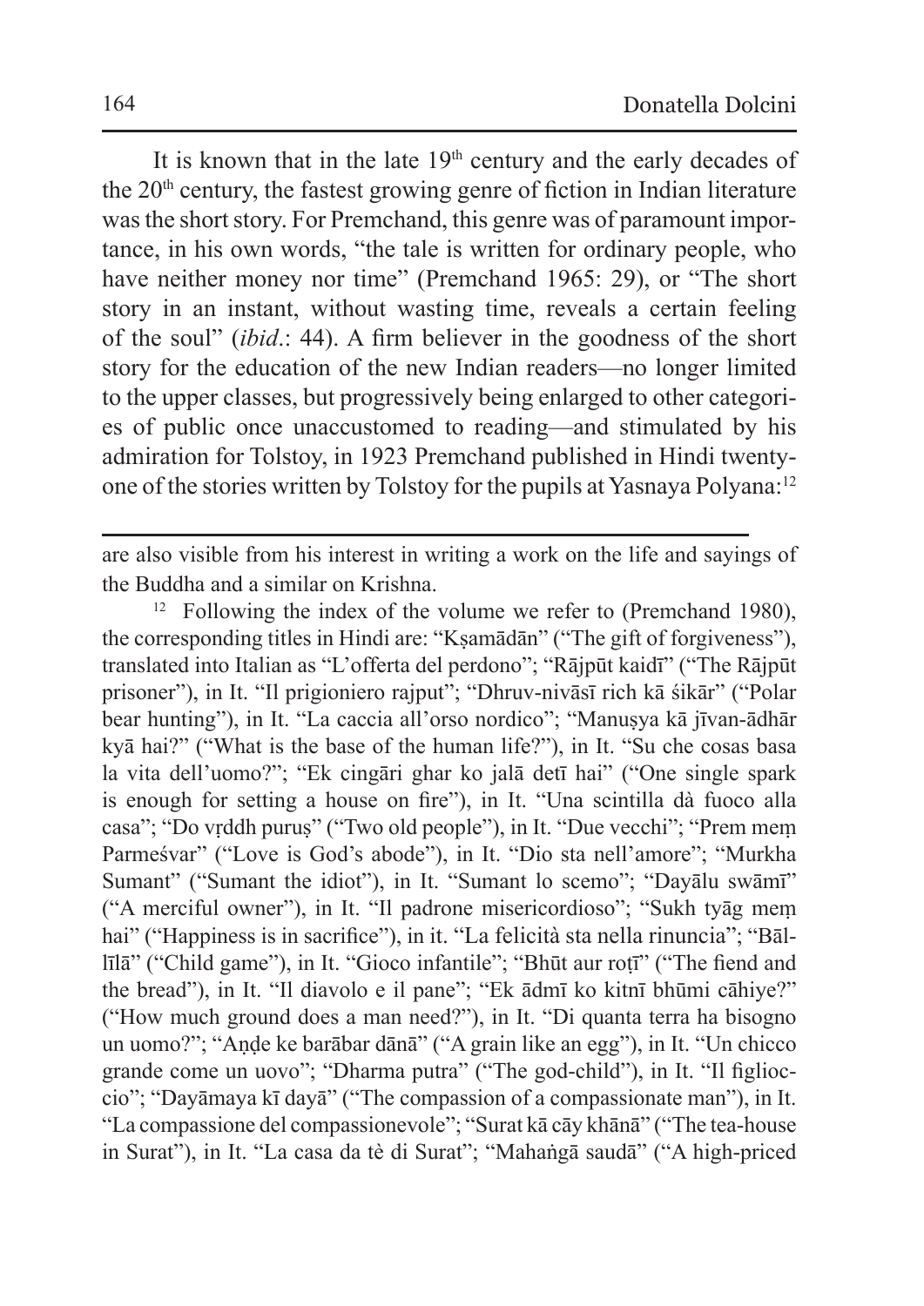It is known that in the late 19th century and the early decades of the 20th century, the fastest growing genre of fiction in Indian literature was the short story. For Premchand, this genre was of paramount importance, in his own words, "the tale is written for ordinary people, who have neither money nor time" (Premchand 1965: 29), or "The short story in an instant, without wasting time, reveals a certain feeling of the soul" (*ibid*.: 44). A firm believer in the goodness of the short story for the education of the new Indian readers—no longer limited to the upper classes, but progressively being enlarged to other categories of public once unaccustomed to reading—and stimulated by his admiration for Tolstoy, in 1923 Premchand published in Hindi twenty-one of the stories written by Tolstoy for the pupils at Yasnaya Polyana:[12]

---

are also visible from his interest in writing a work on the life and sayings of the Buddha and a similar on Krishna.

[12] Following the index of the volume we refer to (Premchand 1980), the corresponding titles in Hindi are: "Kṣamādān" ("The gift of forgiveness"), translated into Italian as "L'offerta del perdono"; "Rājpūt kaidī" ("The Rājpūt prisoner"), in It. "Il prigioniero rajput"; "Dhruv-nivāsī rich kā śikār" ("Polar bear hunting"), in It. "La caccia all'orso nordico"; "Manuṣya kā jīvan-ādhār kyā hai?" ("What is the base of the human life?"), in It. "Su che cosas basa la vita dell'uomo?"; "Ek cingāri ghar ko jalā detī hai" ("One single spark is enough for setting a house on fire"), in It. "Una scintilla dà fuoco alla casa"; "Do vṛddh puruṣ" ("Two old people"), in It. "Due vecchi"; "Prem meṃ Parmeśvar" ("Love is God's abode"), in It. "Dio sta nell'amore"; "Murkha Sumant" ("Sumant the idiot"), in It. "Sumant lo scemo"; "Dayālu swāmī" ("A merciful owner"), in It. "Il padrone misericordioso"; "Sukh tyāg meṃ hai" ("Happiness is in sacrifice"), in it. "La felicità sta nella rinuncia"; "Bāl-līlā" ("Child game"), in It. "Gioco infantile"; "Bhūt aur roṭī" ("The fiend and the bread"), in It. "Il diavolo e il pane"; "Ek ādmī ko kitnī bhūmi cāhiye?" ("How much ground does a man need?"), in It. "Di quanta terra ha bisogno un uomo?"; "Aṇḍe ke barābar dānā" ("A grain like an egg"), in It. "Un chicco grande come un uovo"; "Dharma putra" ("The god-child"), in It. "Il figlioccio"; "Dayāmaya kī dayā" ("The compassion of a compassionate man"), in It. "La compassione del compassionevole"; "Surat kā cāy khānā" ("The tea-house in Surat"), in It. "La casa da tè di Surat"; "Mahaṅgā saudā" ("A high-priced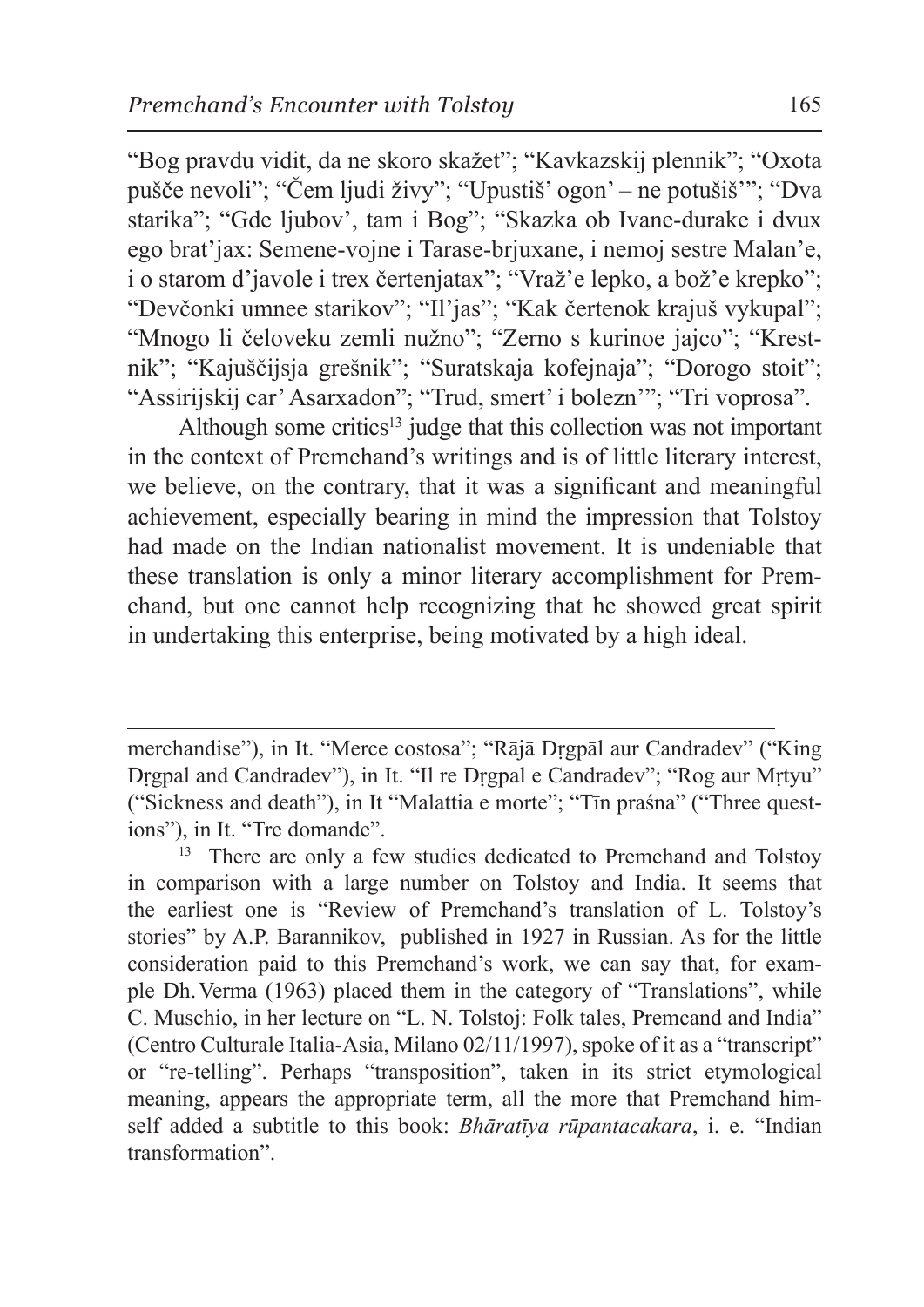"Bog pravdu vidit, da ne skoro skažet"; "Kavkazskij plennik"; "Oxota pušče nevoli"; "Čem ljudi živy"; "Upustiš' ogon' – ne potušiš'"; "Dva starika"; "Gde ljubov', tam i Bog"; "Skazka ob Ivane-durake i dvux ego brat'jax: Semene-vojne i Tarase-brjuxane, i nemoj sestre Malan'e, i o starom d'javole i trex čertenjatax"; "Vraž'e lepko, a bož'e krepko"; "Devčonki umnee starikov"; "Il'jas"; "Kak čertenok krajuš vykupal"; "Mnogo li čeloveku zemli nužno"; "Zerno s kurinoe jajco"; "Krestnik"; "Kajuščijsja grešnik"; "Suratskaja kofejnaja"; "Dorogo stoit"; "Assirijskij car' Asarxadon"; "Trud, smert' i bolezn'"; "Tri voprosa".

Although some critics[13] judge that this collection was not important in the context of Premchand's writings and is of little literary interest, we believe, on the contrary, that it was a significant and meaningful achievement, especially bearing in mind the impression that Tolstoy had made on the Indian nationalist movement. It is undeniable that these translation is only a minor literary accomplishment for Premchand, but one cannot help recognizing that he showed great spirit in undertaking this enterprise, being motivated by a high ideal.

---

merchandise"), in It. "Merce costosa"; "Rājā Dṛgpāl aur Candradev" ("King Dṛgpal and Candradev"), in It. "Il re Dṛgpal e Candradev"; "Rog aur Mṛtyu" ("Sickness and death"), in It "Malattia e morte"; "Tīn praśna" ("Three questions"), in It. "Tre domande".

[13] There are only a few studies dedicated to Premchand and Tolstoy in comparison with a large number on Tolstoy and India. It seems that the earliest one is "Review of Premchand's translation of L. Tolstoy's stories" by A.P. Barannikov, published in 1927 in Russian. As for the little consideration paid to this Premchand's work, we can say that, for example Dh. Verma (1963) placed them in the category of "Translations", while C. Muschio, in her lecture on "L. N. Tolstoj: Folk tales, Premcand and India" (Centro Culturale Italia-Asia, Milano 02/11/1997), spoke of it as a "transcript" or "re-telling". Perhaps "transposition", taken in its strict etymological meaning, appears the appropriate term, all the more that Premchand himself added a subtitle to this book: *Bhāratīya rūpantacakara*, i. e. "Indian transformation".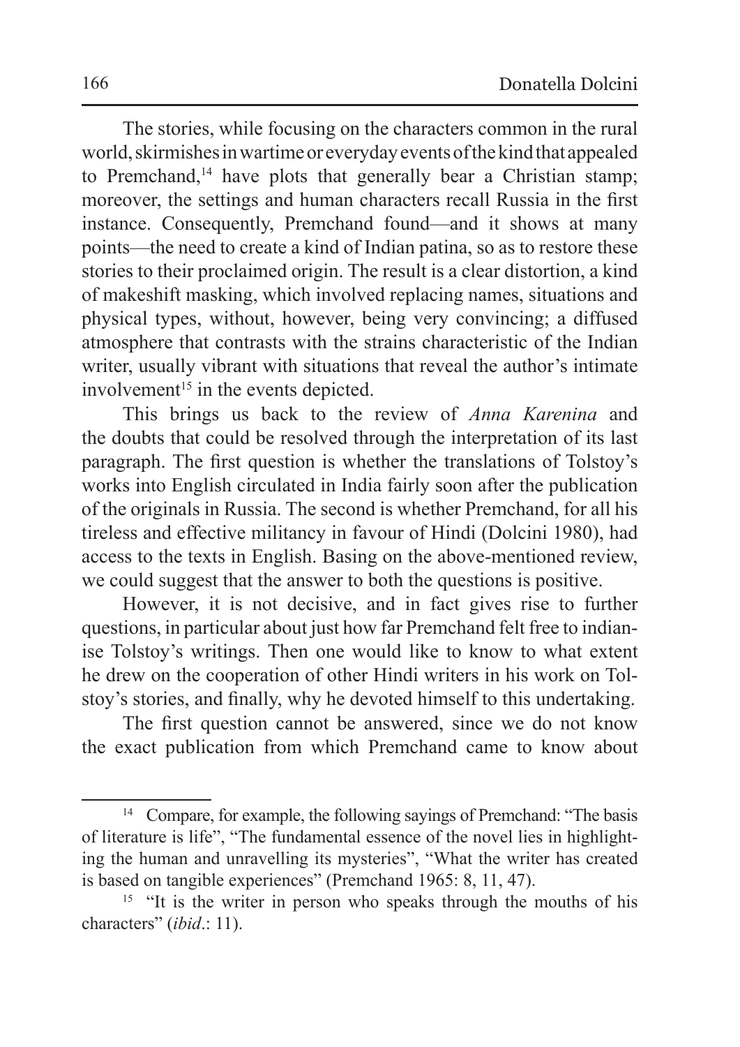The stories, while focusing on the characters common in the rural world, skirmishes in wartime or everyday events of the kind that appealed to Premchand,[14] have plots that generally bear a Christian stamp; moreover, the settings and human characters recall Russia in the first instance. Consequently, Premchand found—and it shows at many points—the need to create a kind of Indian patina, so as to restore these stories to their proclaimed origin. The result is a clear distortion, a kind of makeshift masking, which involved replacing names, situations and physical types, without, however, being very convincing; a diffused atmosphere that contrasts with the strains characteristic of the Indian writer, usually vibrant with situations that reveal the author's intimate involvement[15] in the events depicted.

This brings us back to the review of *Anna Karenina* and the doubts that could be resolved through the interpretation of its last paragraph. The first question is whether the translations of Tolstoy's works into English circulated in India fairly soon after the publication of the originals in Russia. The second is whether Premchand, for all his tireless and effective militancy in favour of Hindi (Dolcini 1980), had access to the texts in English. Basing on the above-mentioned review, we could suggest that the answer to both the questions is positive.

However, it is not decisive, and in fact gives rise to further questions, in particular about just how far Premchand felt free to indianise Tolstoy's writings. Then one would like to know to what extent he drew on the cooperation of other Hindi writers in his work on Tolstoy's stories, and finally, why he devoted himself to this undertaking.

The first question cannot be answered, since we do not know the exact publication from which Premchand came to know about

---

[14] Compare, for example, the following sayings of Premchand: "The basis of literature is life", "The fundamental essence of the novel lies in highlighting the human and unravelling its mysteries", "What the writer has created is based on tangible experiences" (Premchand 1965: 8, 11, 47).

[15] "It is the writer in person who speaks through the mouths of his characters" (*ibid*.: 11).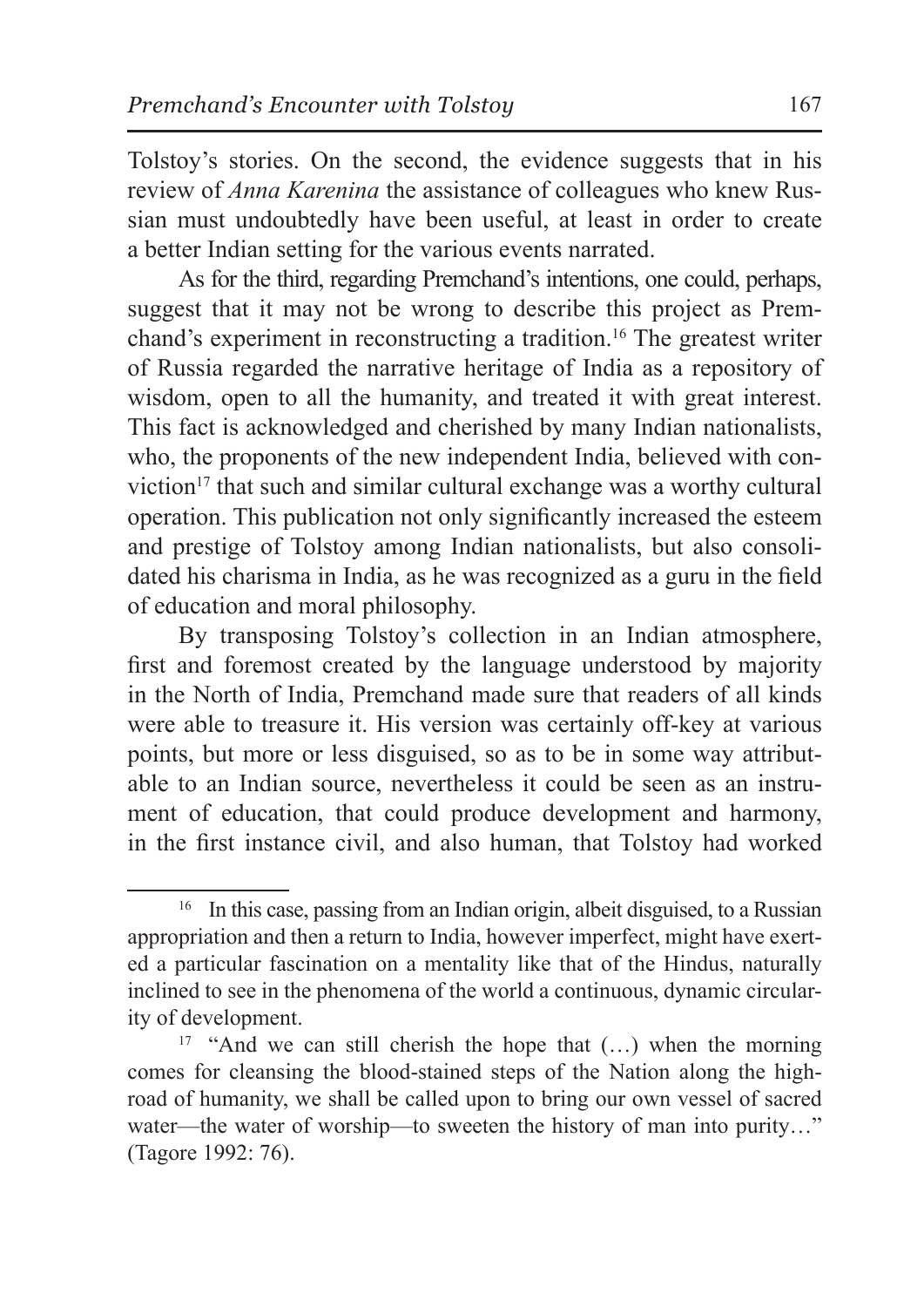Tolstoy's stories. On the second, the evidence suggests that in his review of *Anna Karenina* the assistance of colleagues who knew Russian must undoubtedly have been useful, at least in order to create a better Indian setting for the various events narrated.

As for the third, regarding Premchand's intentions, one could, perhaps, suggest that it may not be wrong to describe this project as Premchand's experiment in reconstructing a tradition.[16] The greatest writer of Russia regarded the narrative heritage of India as a repository of wisdom, open to all the humanity, and treated it with great interest. This fact is acknowledged and cherished by many Indian nationalists, who, the proponents of the new independent India, believed with conviction[17] that such and similar cultural exchange was a worthy cultural operation. This publication not only significantly increased the esteem and prestige of Tolstoy among Indian nationalists, but also consolidated his charisma in India, as he was recognized as a guru in the field of education and moral philosophy.

By transposing Tolstoy's collection in an Indian atmosphere, first and foremost created by the language understood by majority in the North of India, Premchand made sure that readers of all kinds were able to treasure it. His version was certainly off-key at various points, but more or less disguised, so as to be in some way attributable to an Indian source, nevertheless it could be seen as an instrument of education, that could produce development and harmony, in the first instance civil, and also human, that Tolstoy had worked

---

[16] In this case, passing from an Indian origin, albeit disguised, to a Russian appropriation and then a return to India, however imperfect, might have exerted a particular fascination on a mentality like that of the Hindus, naturally inclined to see in the phenomena of the world a continuous, dynamic circularity of development.

[17] "And we can still cherish the hope that (…) when the morning comes for cleansing the blood-stained steps of the Nation along the high-road of humanity, we shall be called upon to bring our own vessel of sacred water—the water of worship—to sweeten the history of man into purity…" (Tagore 1992: 76).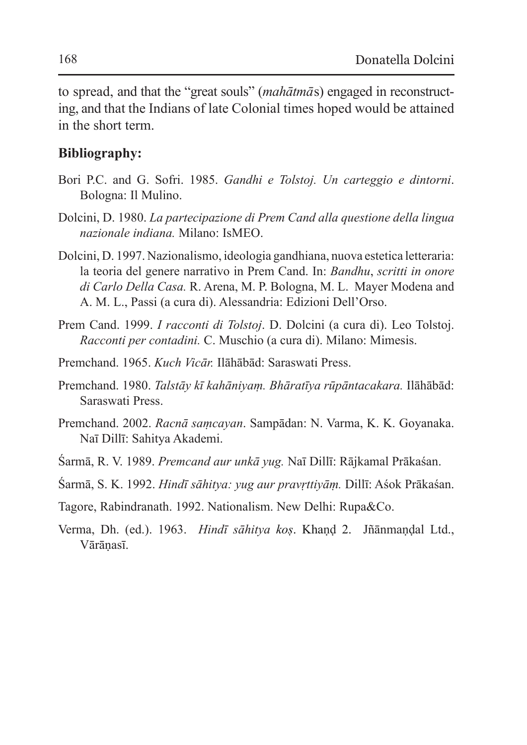to spread, and that the "great souls" (*mahātmā*s) engaged in reconstructing, and that the Indians of late Colonial times hoped would be attained in the short term.

**Bibliography:**

Bori P.C. and G. Sofri. 1985. *Gandhi e Tolstoj. Un carteggio e dintorni*. Bologna: Il Mulino.

Dolcini, D. 1980. *La partecipazione di Prem Cand alla questione della lingua nazionale indiana.* Milano: IsMEO.

Dolcini, D. 1997. Nazionalismo, ideologia gandhiana, nuova estetica letteraria: la teoria del genere narrativo in Prem Cand. In: *Bandhu*, *scritti in onore di Carlo Della Casa.* R. Arena, M. P. Bologna, M. L. Mayer Modena and A. M. L., Passi (a cura di). Alessandria: Edizioni Dell'Orso.

Prem Cand. 1999. *I racconti di Tolstoj*. D. Dolcini (a cura di). Leo Tolstoj. *Racconti per contadini.* C. Muschio (a cura di). Milano: Mimesis.

Premchand. 1965. *Kuch Vicār.* Ilāhābād: Saraswati Press.

Premchand. 1980. *Talstāy kī kahāniyaṃ. Bhāratīya rūpāntacakara.* Ilāhābād: Saraswati Press.

Premchand. 2002. *Racnā saṃcayan*. Sampādan: N. Varma, K. K. Goyanaka. Naī Dillī: Sahitya Akademi.

Śarmā, R. V. 1989. *Premcand aur unkā yug.* Naī Dillī: Rājkamal Prākaśan.

Śarmā, S. K. 1992. *Hindī sāhitya: yug aur pravṛttiyāṃ.* Dillī: Aśok Prākaśan.

Tagore, Rabindranath. 1992. Nationalism. New Delhi: Rupa&Co.

Verma, Dh. (ed.). 1963. *Hindī sāhitya koṣ*. Khaṇḍ 2. Jñānmaṇḍal Ltd., Vārāṇasī.